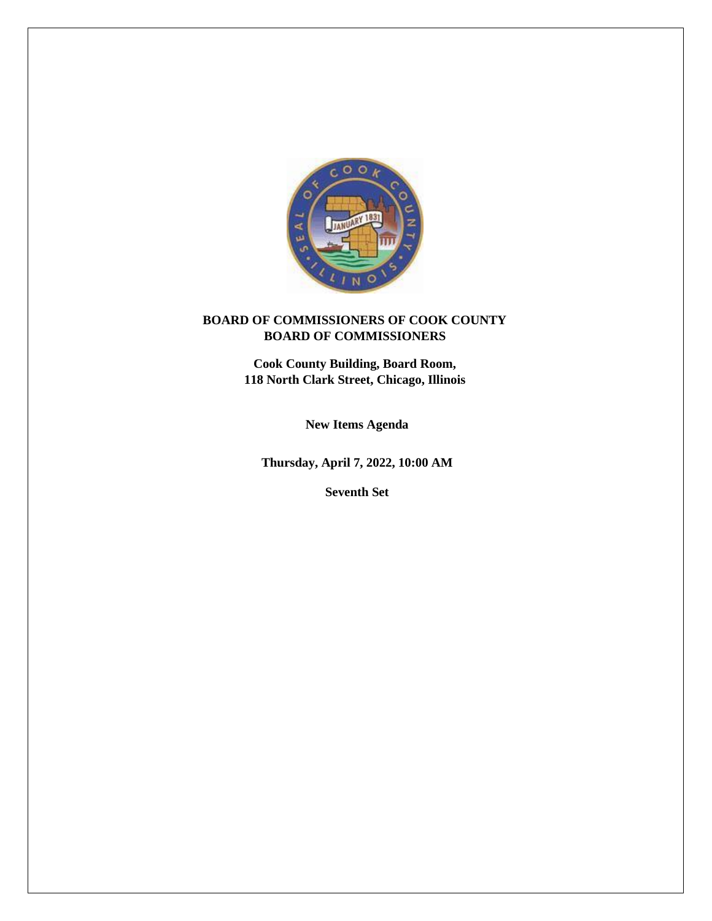# BOARD OF COMMISSIONERS OF COOK COUNTY
# BOARD OF COMMISSIONERS

**Cook County Building, Board Room,**
**118 North Clark Street, Chicago, Illinois**

**New Items Agenda**

**Thursday, April 7, 2022, 10:00 AM**

**Seventh Set**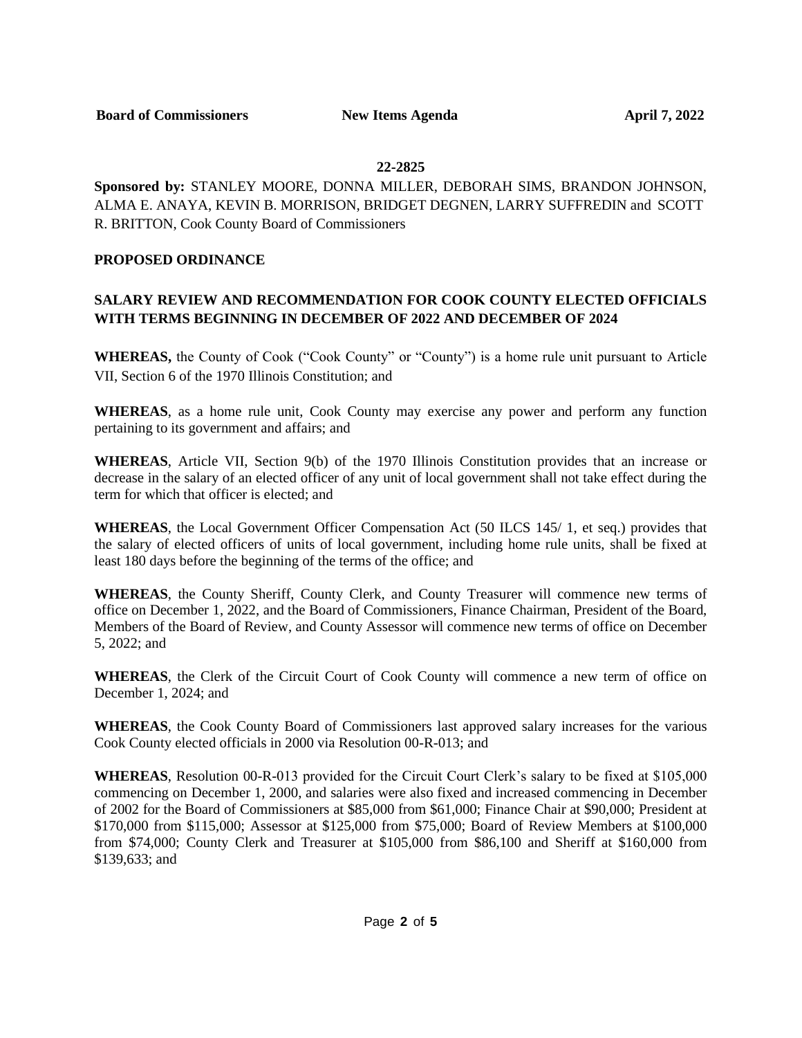**22-2825**

**Sponsored by:** STANLEY MOORE, DONNA MILLER, DEBORAH SIMS, BRANDON JOHNSON, ALMA E. ANAYA, KEVIN B. MORRISON, BRIDGET DEGNEN, LARRY SUFFREDIN and SCOTT R. BRITTON, Cook County Board of Commissioners

**PROPOSED ORDINANCE**

**SALARY REVIEW AND RECOMMENDATION FOR COOK COUNTY ELECTED OFFICIALS WITH TERMS BEGINNING IN DECEMBER OF 2022 AND DECEMBER OF 2024**

**WHEREAS,** the County of Cook ("Cook County" or "County") is a home rule unit pursuant to Article VII, Section 6 of the 1970 Illinois Constitution; and

**WHEREAS**, as a home rule unit, Cook County may exercise any power and perform any function pertaining to its government and affairs; and

**WHEREAS**, Article VII, Section 9(b) of the 1970 Illinois Constitution provides that an increase or decrease in the salary of an elected officer of any unit of local government shall not take effect during the term for which that officer is elected; and

**WHEREAS**, the Local Government Officer Compensation Act (50 ILCS 145/ 1, et seq.) provides that the salary of elected officers of units of local government, including home rule units, shall be fixed at least 180 days before the beginning of the terms of the office; and

**WHEREAS**, the County Sheriff, County Clerk, and County Treasurer will commence new terms of office on December 1, 2022, and the Board of Commissioners, Finance Chairman, President of the Board, Members of the Board of Review, and County Assessor will commence new terms of office on December 5, 2022; and

**WHEREAS**, the Clerk of the Circuit Court of Cook County will commence a new term of office on December 1, 2024; and

**WHEREAS**, the Cook County Board of Commissioners last approved salary increases for the various Cook County elected officials in 2000 via Resolution 00-R-013; and

**WHEREAS**, Resolution 00-R-013 provided for the Circuit Court Clerk's salary to be fixed at $105,000 commencing on December 1, 2000, and salaries were also fixed and increased commencing in December of 2002 for the Board of Commissioners at $85,000 from $61,000; Finance Chair at $90,000; President at $170,000 from $115,000; Assessor at $125,000 from $75,000; Board of Review Members at $100,000 from $74,000; County Clerk and Treasurer at $105,000 from $86,100 and Sheriff at $160,000 from $139,633; and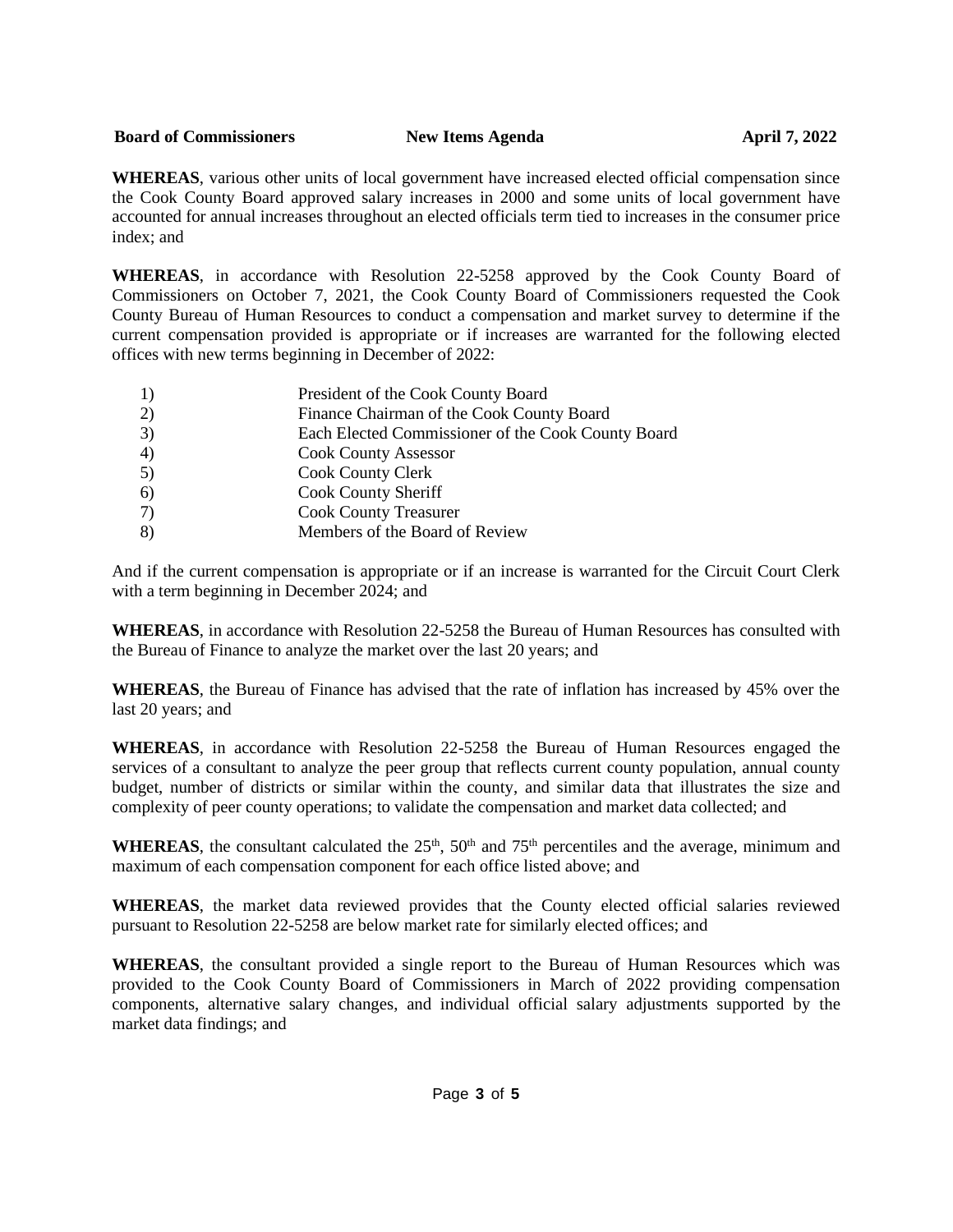**WHEREAS**, various other units of local government have increased elected official compensation since the Cook County Board approved salary increases in 2000 and some units of local government have accounted for annual increases throughout an elected officials term tied to increases in the consumer price index; and

**WHEREAS**, in accordance with Resolution 22-5258 approved by the Cook County Board of Commissioners on October 7, 2021, the Cook County Board of Commissioners requested the Cook County Bureau of Human Resources to conduct a compensation and market survey to determine if the current compensation provided is appropriate or if increases are warranted for the following elected offices with new terms beginning in December of 2022:

1) President of the Cook County Board
2) Finance Chairman of the Cook County Board
3) Each Elected Commissioner of the Cook County Board
4) Cook County Assessor
5) Cook County Clerk
6) Cook County Sheriff
7) Cook County Treasurer
8) Members of the Board of Review

And if the current compensation is appropriate or if an increase is warranted for the Circuit Court Clerk with a term beginning in December 2024; and

**WHEREAS**, in accordance with Resolution 22-5258 the Bureau of Human Resources has consulted with the Bureau of Finance to analyze the market over the last 20 years; and

**WHEREAS**, the Bureau of Finance has advised that the rate of inflation has increased by 45% over the last 20 years; and

**WHEREAS**, in accordance with Resolution 22-5258 the Bureau of Human Resources engaged the services of a consultant to analyze the peer group that reflects current county population, annual county budget, number of districts or similar within the county, and similar data that illustrates the size and complexity of peer county operations; to validate the compensation and market data collected; and

**WHEREAS**, the consultant calculated the 25th, 50th and 75th percentiles and the average, minimum and maximum of each compensation component for each office listed above; and

**WHEREAS**, the market data reviewed provides that the County elected official salaries reviewed pursuant to Resolution 22-5258 are below market rate for similarly elected offices; and

**WHEREAS**, the consultant provided a single report to the Bureau of Human Resources which was provided to the Cook County Board of Commissioners in March of 2022 providing compensation components, alternative salary changes, and individual official salary adjustments supported by the market data findings; and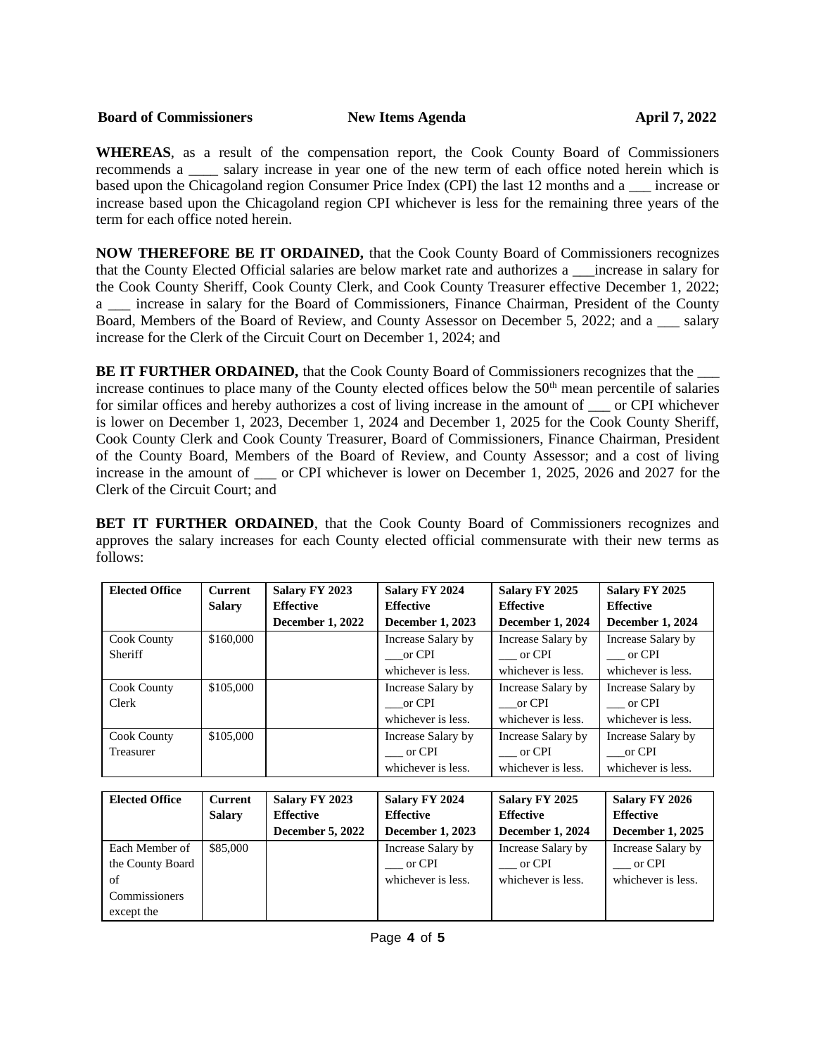**WHEREAS**, as a result of the compensation report, the Cook County Board of Commissioners recommends a ____ salary increase in year one of the new term of each office noted herein which is based upon the Chicagoland region Consumer Price Index (CPI) the last 12 months and a ___ increase or increase based upon the Chicagoland region CPI whichever is less for the remaining three years of the term for each office noted herein.

**NOW THEREFORE BE IT ORDAINED,** that the Cook County Board of Commissioners recognizes that the County Elected Official salaries are below market rate and authorizes a ___increase in salary for the Cook County Sheriff, Cook County Clerk, and Cook County Treasurer effective December 1, 2022; a ___ increase in salary for the Board of Commissioners, Finance Chairman, President of the County Board, Members of the Board of Review, and County Assessor on December 5, 2022; and a ___ salary increase for the Clerk of the Circuit Court on December 1, 2024; and

**BE IT FURTHER ORDAINED,** that the Cook County Board of Commissioners recognizes that the ___ increase continues to place many of the County elected offices below the 50th mean percentile of salaries for similar offices and hereby authorizes a cost of living increase in the amount of ___ or CPI whichever is lower on December 1, 2023, December 1, 2024 and December 1, 2025 for the Cook County Sheriff, Cook County Clerk and Cook County Treasurer, Board of Commissioners, Finance Chairman, President of the County Board, Members of the Board of Review, and County Assessor; and a cost of living increase in the amount of ___ or CPI whichever is lower on December 1, 2025, 2026 and 2027 for the Clerk of the Circuit Court; and

**BET IT FURTHER ORDAINED**, that the Cook County Board of Commissioners recognizes and approves the salary increases for each County elected official commensurate with their new terms as follows:

| Elected Office | Current Salary | Salary FY 2023 Effective December 1, 2022 | Salary FY 2024 Effective December 1, 2023 | Salary FY 2025 Effective December 1, 2024 | Salary FY 2025 Effective December 1, 2024 |
|---|---|---|---|---|---|
| Cook County Sheriff | $160,000 | | Increase Salary by ___or CPI whichever is less. | Increase Salary by ___ or CPI whichever is less. | Increase Salary by ___ or CPI whichever is less. |
| Cook County Clerk | $105,000 | | Increase Salary by ___or CPI whichever is less. | Increase Salary by ___or CPI whichever is less. | Increase Salary by ___ or CPI whichever is less. |
| Cook County Treasurer | $105,000 | | Increase Salary by ___ or CPI whichever is less. | Increase Salary by ___ or CPI whichever is less. | Increase Salary by ___or CPI whichever is less. |

| Elected Office | Current Salary | Salary FY 2023 Effective December 5, 2022 | Salary FY 2024 Effective December 1, 2023 | Salary FY 2025 Effective December 1, 2024 | Salary FY 2026 Effective December 1, 2025 |
|---|---|---|---|---|---|
| Each Member of the County Board of Commissioners except the | $85,000 | | Increase Salary by ___ or CPI whichever is less. | Increase Salary by ___ or CPI whichever is less. | Increase Salary by ___ or CPI whichever is less. |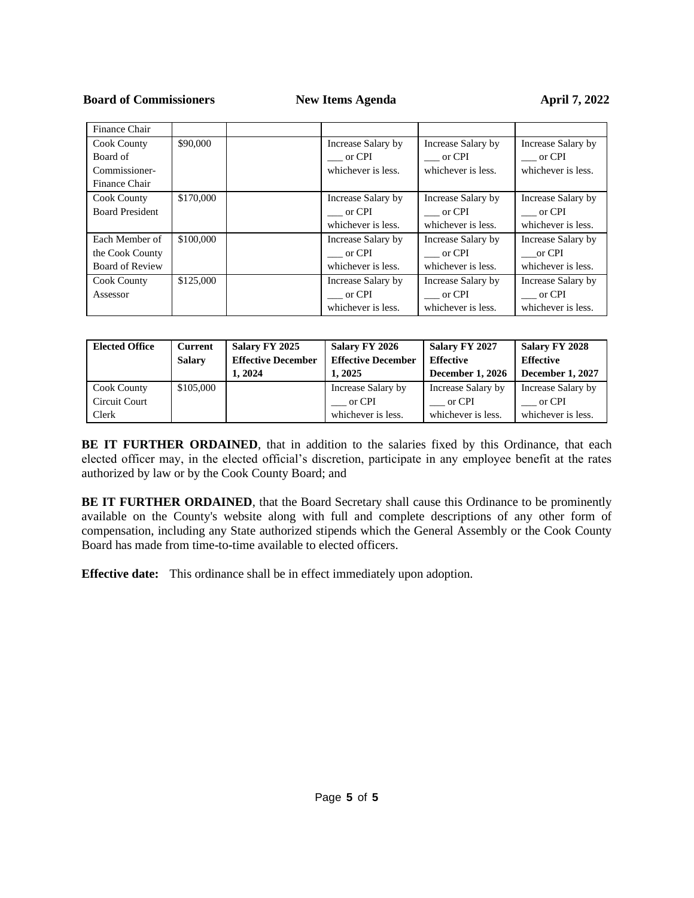| | | | | | |
|---|---|---|---|---|---|
| Finance Chair | | | | | |
| Cook County Board of Commissioner-Finance Chair | $90,000 | | Increase Salary by ___ or CPI whichever is less. | Increase Salary by ___ or CPI whichever is less. | Increase Salary by ___ or CPI whichever is less. |
| Cook County Board President | $170,000 | | Increase Salary by ___ or CPI whichever is less. | Increase Salary by ___ or CPI whichever is less. | Increase Salary by ___ or CPI whichever is less. |
| Each Member of the Cook County Board of Review | $100,000 | | Increase Salary by ___ or CPI whichever is less. | Increase Salary by ___ or CPI whichever is less. | Increase Salary by ___or CPI whichever is less. |
| Cook County Assessor | $125,000 | | Increase Salary by ___ or CPI whichever is less. | Increase Salary by ___ or CPI whichever is less. | Increase Salary by ___ or CPI whichever is less. |

| Elected Office | Current Salary | Salary FY 2025 Effective December 1, 2024 | Salary FY 2026 Effective December 1, 2025 | Salary FY 2027 Effective December 1, 2026 | Salary FY 2028 Effective December 1, 2027 |
|---|---|---|---|---|---|
| Cook County Circuit Court Clerk | $105,000 | | Increase Salary by ___ or CPI whichever is less. | Increase Salary by ___ or CPI whichever is less. | Increase Salary by ___ or CPI whichever is less. |

**BE IT FURTHER ORDAINED**, that in addition to the salaries fixed by this Ordinance, that each elected officer may, in the elected official's discretion, participate in any employee benefit at the rates authorized by law or by the Cook County Board; and

**BE IT FURTHER ORDAINED**, that the Board Secretary shall cause this Ordinance to be prominently available on the County's website along with full and complete descriptions of any other form of compensation, including any State authorized stipends which the General Assembly or the Cook County Board has made from time-to-time available to elected officers.

**Effective date:** This ordinance shall be in effect immediately upon adoption.